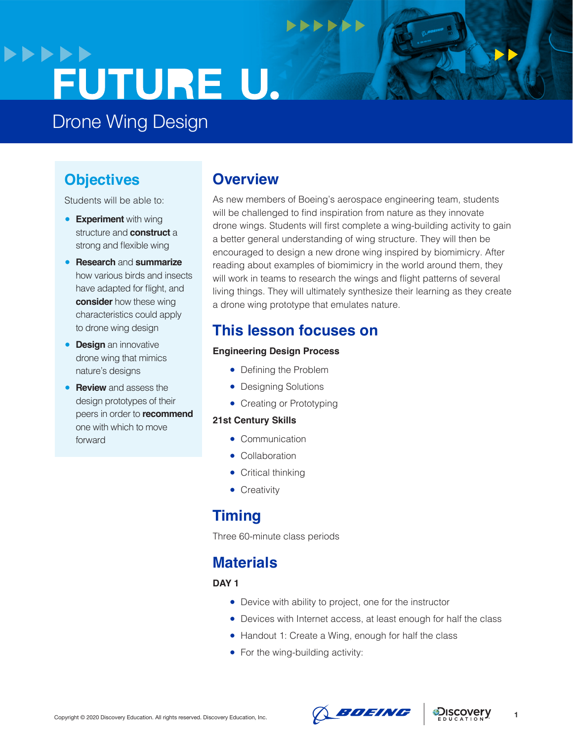# FUTURE U.

## Drone Wing Design

## Objectives

Students will be able to:

- **Experiment** with wing structure and **construct** a strong and flexible wing
- **Research** and **summarize** how various birds and insects have adapted for flight, and **consider** how these wing characteristics could apply to drone wing design
- **Design** an innovative drone wing that mimics nature's designs
- **Review** and assess the design prototypes of their peers in order to **recommend** one with which to move forward

## Overview

As new members of Boeing's aerospace engineering team, students will be challenged to find inspiration from nature as they innovate drone wings. Students will first complete a wing-building activity to gain a better general understanding of wing structure. They will then be encouraged to design a new drone wing inspired by biomimicry. After reading about examples of biomimicry in the world around them, they will work in teams to research the wings and flight patterns of several living things. They will ultimately synthesize their learning as they create a drone wing prototype that emulates nature.

## This lesson focuses on

**Engineering Design Process**

- Defining the Problem
- Designing Solutions
- Creating or Prototyping

**21st Century Skills**

- Communication
- Collaboration
- Critical thinking
- Creativity

## Timing

Three 60-minute class periods

## Materials

**DAY 1**

- Device with ability to project, one for the instructor
- Devices with Internet access, at least enough for half the class
- Handout 1: Create a Wing, enough for half the class
- For the wing-building activity:

Copyright © 2020 Discovery Education. All rights reserved. Discovery Education, Inc.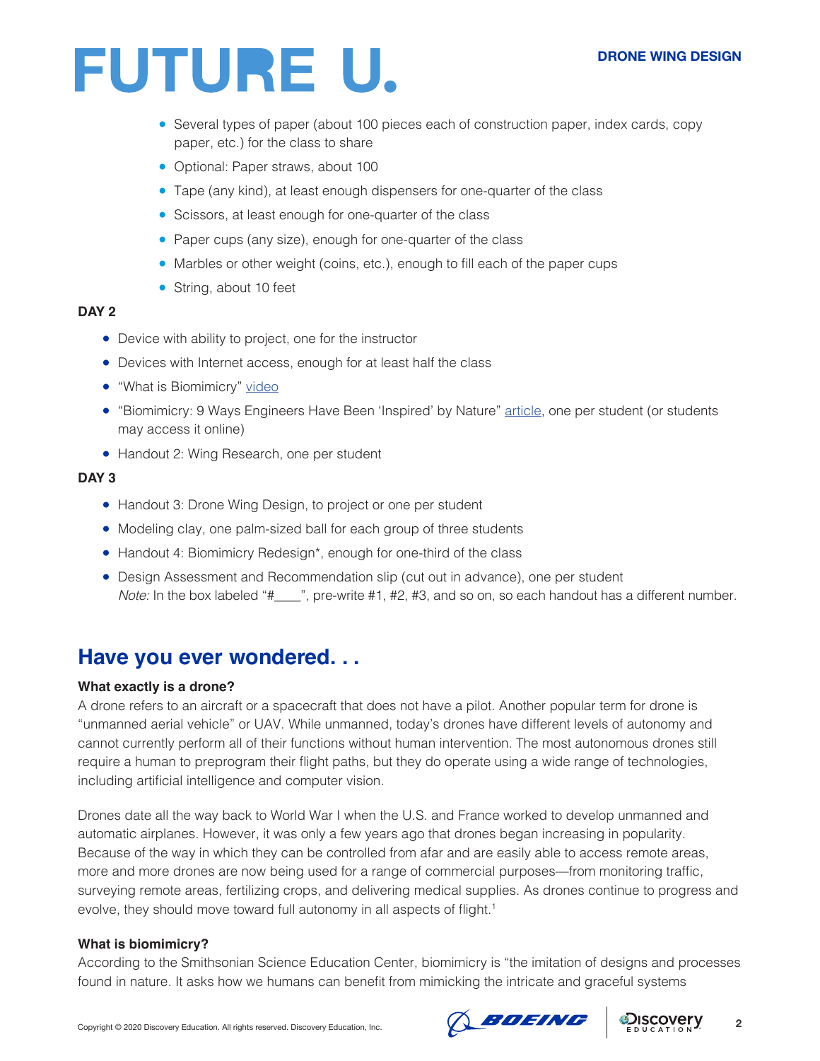- Several types of paper (about 100 pieces each of construction paper, index cards, copy paper, etc.) for the class to share
- Optional: Paper straws, about 100
- Tape (any kind), at least enough dispensers for one-quarter of the class
- Scissors, at least enough for one-quarter of the class
- Paper cups (any size), enough for one-quarter of the class
- Marbles or other weight (coins, etc.), enough to fill each of the paper cups
- String, about 10 feet

**DAY 2**

- Device with ability to project, one for the instructor
- Devices with Internet access, enough for at least half the class
- "What is Biomimicry" video
- "Biomimicry: 9 Ways Engineers Have Been 'Inspired' by Nature" article, one per student (or students may access it online)
- Handout 2: Wing Research, one per student

**DAY 3**

- Handout 3: Drone Wing Design, to project or one per student
- Modeling clay, one palm-sized ball for each group of three students
- Handout 4: Biomimicry Redesign*, enough for one-third of the class
- Design Assessment and Recommendation slip (cut out in advance), one per student
  *Note:* In the box labeled "#____", pre-write #1, #2, #3, and so on, so each handout has a different number.

## Have you ever wondered. . .

**What exactly is a drone?**

A drone refers to an aircraft or a spacecraft that does not have a pilot. Another popular term for drone is "unmanned aerial vehicle" or UAV. While unmanned, today's drones have different levels of autonomy and cannot currently perform all of their functions without human intervention. The most autonomous drones still require a human to preprogram their flight paths, but they do operate using a wide range of technologies, including artificial intelligence and computer vision.

Drones date all the way back to World War I when the U.S. and France worked to develop unmanned and automatic airplanes. However, it was only a few years ago that drones began increasing in popularity. Because of the way in which they can be controlled from afar and are easily able to access remote areas, more and more drones are now being used for a range of commercial purposes—from monitoring traffic, surveying remote areas, fertilizing crops, and delivering medical supplies. As drones continue to progress and evolve, they should move toward full autonomy in all aspects of flight.[1]

**What is biomimicry?**

According to the Smithsonian Science Education Center, biomimicry is "the imitation of designs and processes found in nature. It asks how we humans can benefit from mimicking the intricate and graceful systems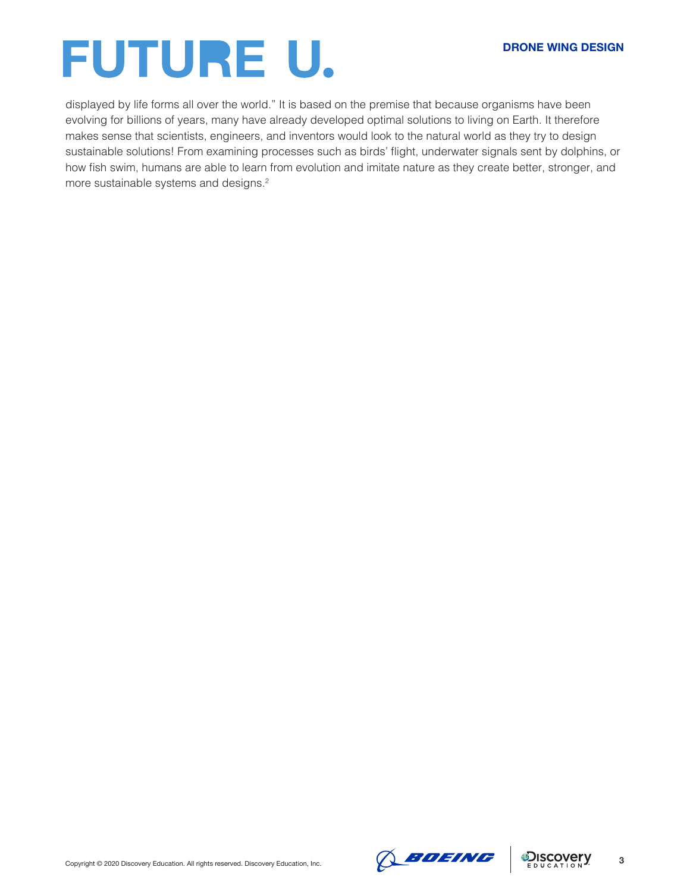displayed by life forms all over the world." It is based on the premise that because organisms have been evolving for billions of years, many have already developed optimal solutions to living on Earth. It therefore makes sense that scientists, engineers, and inventors would look to the natural world as they try to design sustainable solutions! From examining processes such as birds' flight, underwater signals sent by dolphins, or how fish swim, humans are able to learn from evolution and imitate nature as they create better, stronger, and more sustainable systems and designs.[2]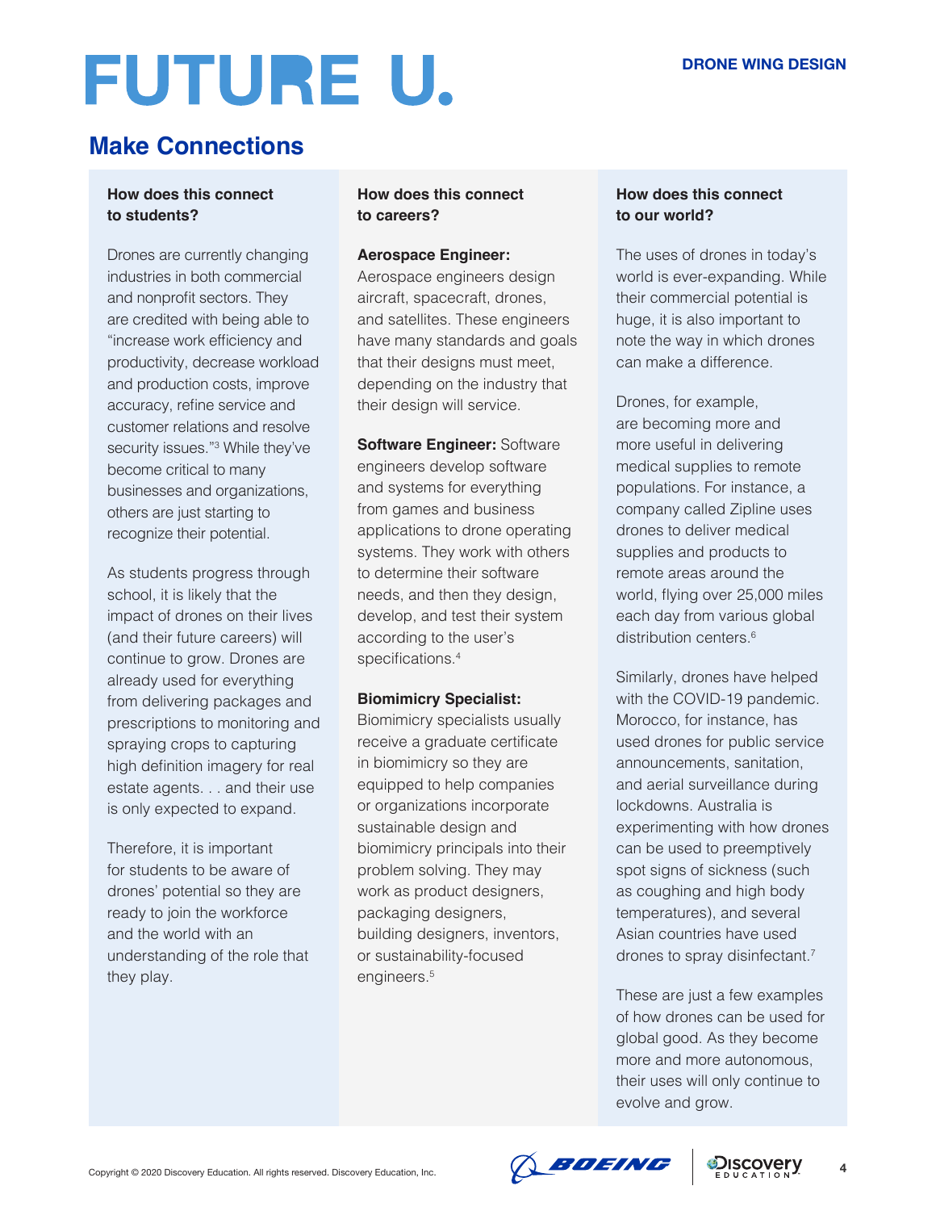# FUTURE U.

**DRONE WING DESIGN**

## Make Connections

### How does this connect to students?

Drones are currently changing industries in both commercial and nonprofit sectors. They are credited with being able to "increase work efficiency and productivity, decrease workload and production costs, improve accuracy, refine service and customer relations and resolve security issues."[3] While they've become critical to many businesses and organizations, others are just starting to recognize their potential.

As students progress through school, it is likely that the impact of drones on their lives (and their future careers) will continue to grow. Drones are already used for everything from delivering packages and prescriptions to monitoring and spraying crops to capturing high definition imagery for real estate agents. . . and their use is only expected to expand.

Therefore, it is important for students to be aware of drones' potential so they are ready to join the workforce and the world with an understanding of the role that they play.

### How does this connect to careers?

**Aerospace Engineer:** Aerospace engineers design aircraft, spacecraft, drones, and satellites. These engineers have many standards and goals that their designs must meet, depending on the industry that their design will service.

**Software Engineer:** Software engineers develop software and systems for everything from games and business applications to drone operating systems. They work with others to determine their software needs, and then they design, develop, and test their system according to the user's specifications.[4]

**Biomimicry Specialist:** Biomimicry specialists usually receive a graduate certificate in biomimicry so they are equipped to help companies or organizations incorporate sustainable design and biomimicry principals into their problem solving. They may work as product designers, packaging designers, building designers, inventors, or sustainability-focused engineers.[5]

### How does this connect to our world?

The uses of drones in today's world is ever-expanding. While their commercial potential is huge, it is also important to note the way in which drones can make a difference.

Drones, for example, are becoming more and more useful in delivering medical supplies to remote populations. For instance, a company called Zipline uses drones to deliver medical supplies and products to remote areas around the world, flying over 25,000 miles each day from various global distribution centers.[6]

Similarly, drones have helped with the COVID-19 pandemic. Morocco, for instance, has used drones for public service announcements, sanitation, and aerial surveillance during lockdowns. Australia is experimenting with how drones can be used to preemptively spot signs of sickness (such as coughing and high body temperatures), and several Asian countries have used drones to spray disinfectant.[7]

These are just a few examples of how drones can be used for global good. As they become more and more autonomous, their uses will only continue to evolve and grow.

Copyright © 2020 Discovery Education. All rights reserved. Discovery Education, Inc.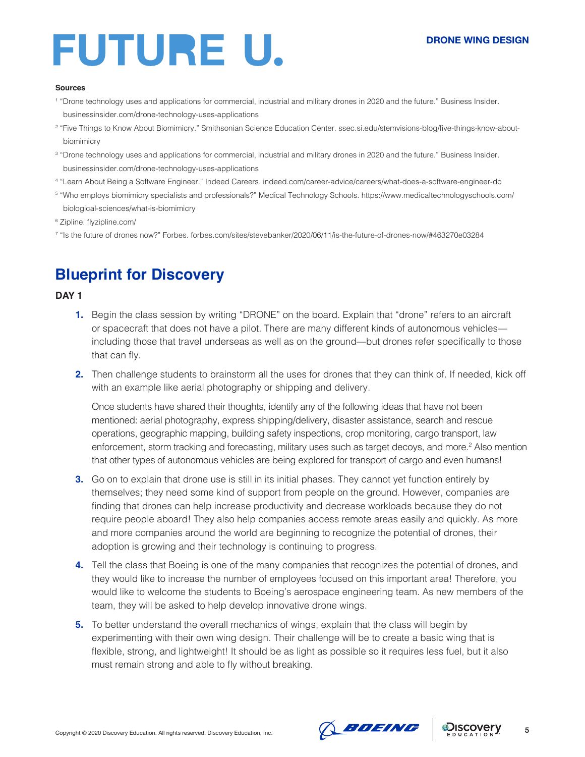**Sources**

[1] "Drone technology uses and applications for commercial, industrial and military drones in 2020 and the future." Business Insider. businessinsider.com/drone-technology-uses-applications

[2] "Five Things to Know About Biomimicry." Smithsonian Science Education Center. ssec.si.edu/stemvisions-blog/five-things-know-about-biomimicry

[3] "Drone technology uses and applications for commercial, industrial and military drones in 2020 and the future." Business Insider. businessinsider.com/drone-technology-uses-applications

[4] "Learn About Being a Software Engineer." Indeed Careers. indeed.com/career-advice/careers/what-does-a-software-engineer-do

[5] "Who employs biomimicry specialists and professionals?" Medical Technology Schools. https://www.medicaltechnologyschools.com/biological-sciences/what-is-biomimicry

[6] Zipline. flyzipline.com/

[7] "Is the future of drones now?" Forbes. forbes.com/sites/stevebanker/2020/06/11/is-the-future-of-drones-now/#463270e03284

## Blueprint for Discovery

**DAY 1**

1. Begin the class session by writing "DRONE" on the board. Explain that "drone" refers to an aircraft or spacecraft that does not have a pilot. There are many different kinds of autonomous vehicles—including those that travel underseas as well as on the ground—but drones refer specifically to those that can fly.

2. Then challenge students to brainstorm all the uses for drones that they can think of. If needed, kick off with an example like aerial photography or shipping and delivery.

   Once students have shared their thoughts, identify any of the following ideas that have not been mentioned: aerial photography, express shipping/delivery, disaster assistance, search and rescue operations, geographic mapping, building safety inspections, crop monitoring, cargo transport, law enforcement, storm tracking and forecasting, military uses such as target decoys, and more.[2] Also mention that other types of autonomous vehicles are being explored for transport of cargo and even humans!

3. Go on to explain that drone use is still in its initial phases. They cannot yet function entirely by themselves; they need some kind of support from people on the ground. However, companies are finding that drones can help increase productivity and decrease workloads because they do not require people aboard! They also help companies access remote areas easily and quickly. As more and more companies around the world are beginning to recognize the potential of drones, their adoption is growing and their technology is continuing to progress.

4. Tell the class that Boeing is one of the many companies that recognizes the potential of drones, and they would like to increase the number of employees focused on this important area! Therefore, you would like to welcome the students to Boeing's aerospace engineering team. As new members of the team, they will be asked to help develop innovative drone wings.

5. To better understand the overall mechanics of wings, explain that the class will begin by experimenting with their own wing design. Their challenge will be to create a basic wing that is flexible, strong, and lightweight! It should be as light as possible so it requires less fuel, but it also must remain strong and able to fly without breaking.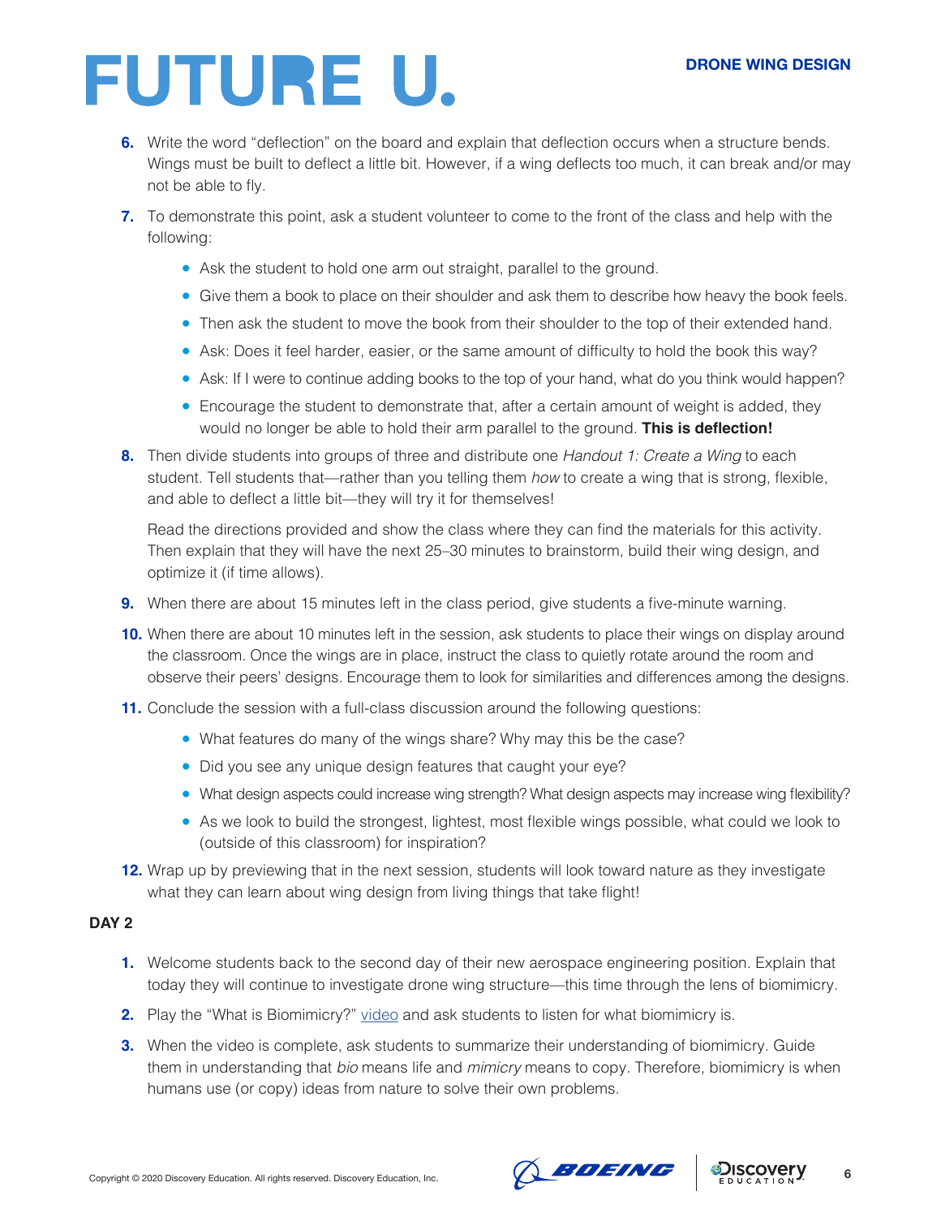6. Write the word "deflection" on the board and explain that deflection occurs when a structure bends. Wings must be built to deflect a little bit. However, if a wing deflects too much, it can break and/or may not be able to fly.

7. To demonstrate this point, ask a student volunteer to come to the front of the class and help with the following:
   - Ask the student to hold one arm out straight, parallel to the ground.
   - Give them a book to place on their shoulder and ask them to describe how heavy the book feels.
   - Then ask the student to move the book from their shoulder to the top of their extended hand.
   - Ask: Does it feel harder, easier, or the same amount of difficulty to hold the book this way?
   - Ask: If I were to continue adding books to the top of your hand, what do you think would happen?
   - Encourage the student to demonstrate that, after a certain amount of weight is added, they would no longer be able to hold their arm parallel to the ground. **This is deflection!**

8. Then divide students into groups of three and distribute one *Handout 1: Create a Wing* to each student. Tell students that—rather than you telling them *how* to create a wing that is strong, flexible, and able to deflect a little bit—they will try it for themselves!

   Read the directions provided and show the class where they can find the materials for this activity. Then explain that they will have the next 25–30 minutes to brainstorm, build their wing design, and optimize it (if time allows).

9. When there are about 15 minutes left in the class period, give students a five-minute warning.

10. When there are about 10 minutes left in the session, ask students to place their wings on display around the classroom. Once the wings are in place, instruct the class to quietly rotate around the room and observe their peers' designs. Encourage them to look for similarities and differences among the designs.

11. Conclude the session with a full-class discussion around the following questions:
    - What features do many of the wings share? Why may this be the case?
    - Did you see any unique design features that caught your eye?
    - What design aspects could increase wing strength? What design aspects may increase wing flexibility?
    - As we look to build the strongest, lightest, most flexible wings possible, what could we look to (outside of this classroom) for inspiration?

12. Wrap up by previewing that in the next session, students will look toward nature as they investigate what they can learn about wing design from living things that take flight!

**DAY 2**

1. Welcome students back to the second day of their new aerospace engineering position. Explain that today they will continue to investigate drone wing structure—this time through the lens of biomimicry.

2. Play the "What is Biomimicry?" video and ask students to listen for what biomimicry is.

3. When the video is complete, ask students to summarize their understanding of biomimicry. Guide them in understanding that *bio* means life and *mimicry* means to copy. Therefore, biomimicry is when humans use (or copy) ideas from nature to solve their own problems.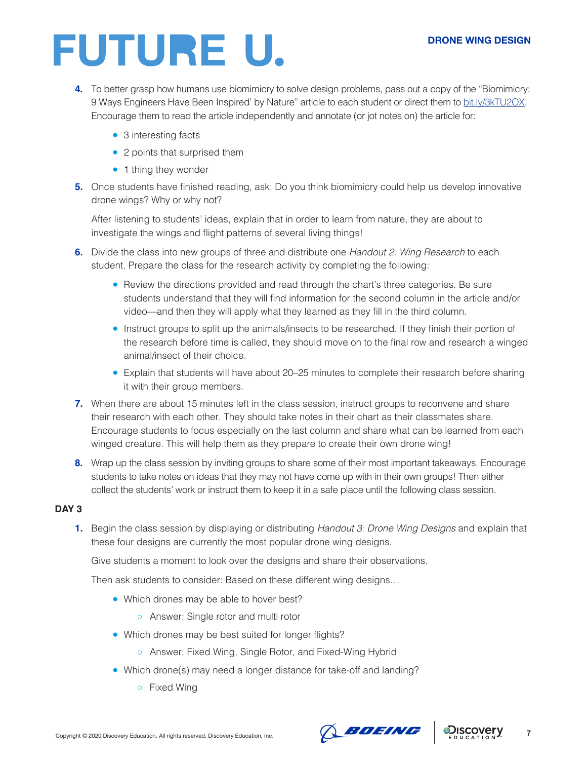4. To better grasp how humans use biomimicry to solve design problems, pass out a copy of the "Biomimicry: 9 Ways Engineers Have Been Inspired' by Nature" article to each student or direct them to [bit.ly/3kTU2OX](bit.ly/3kTU2OX). Encourage them to read the article independently and annotate (or jot notes on) the article for:
   - 3 interesting facts
   - 2 points that surprised them
   - 1 thing they wonder

5. Once students have finished reading, ask: Do you think biomimicry could help us develop innovative drone wings? Why or why not?

   After listening to students' ideas, explain that in order to learn from nature, they are about to investigate the wings and flight patterns of several living things!

6. Divide the class into new groups of three and distribute one *Handout 2: Wing Research* to each student. Prepare the class for the research activity by completing the following:
   - Review the directions provided and read through the chart's three categories. Be sure students understand that they will find information for the second column in the article and/or video—and then they will apply what they learned as they fill in the third column.
   - Instruct groups to split up the animals/insects to be researched. If they finish their portion of the research before time is called, they should move on to the final row and research a winged animal/insect of their choice.
   - Explain that students will have about 20–25 minutes to complete their research before sharing it with their group members.

7. When there are about 15 minutes left in the class session, instruct groups to reconvene and share their research with each other. They should take notes in their chart as their classmates share. Encourage students to focus especially on the last column and share what can be learned from each winged creature. This will help them as they prepare to create their own drone wing!

8. Wrap up the class session by inviting groups to share some of their most important takeaways. Encourage students to take notes on ideas that they may not have come up with in their own groups! Then either collect the students' work or instruct them to keep it in a safe place until the following class session.

**DAY 3**

1. Begin the class session by displaying or distributing *Handout 3: Drone Wing Designs* and explain that these four designs are currently the most popular drone wing designs.

   Give students a moment to look over the designs and share their observations.

   Then ask students to consider: Based on these different wing designs…
   - Which drones may be able to hover best?
     - Answer: Single rotor and multi rotor
   - Which drones may be best suited for longer flights?
     - Answer: Fixed Wing, Single Rotor, and Fixed-Wing Hybrid
   - Which drone(s) may need a longer distance for take-off and landing?
     - Fixed Wing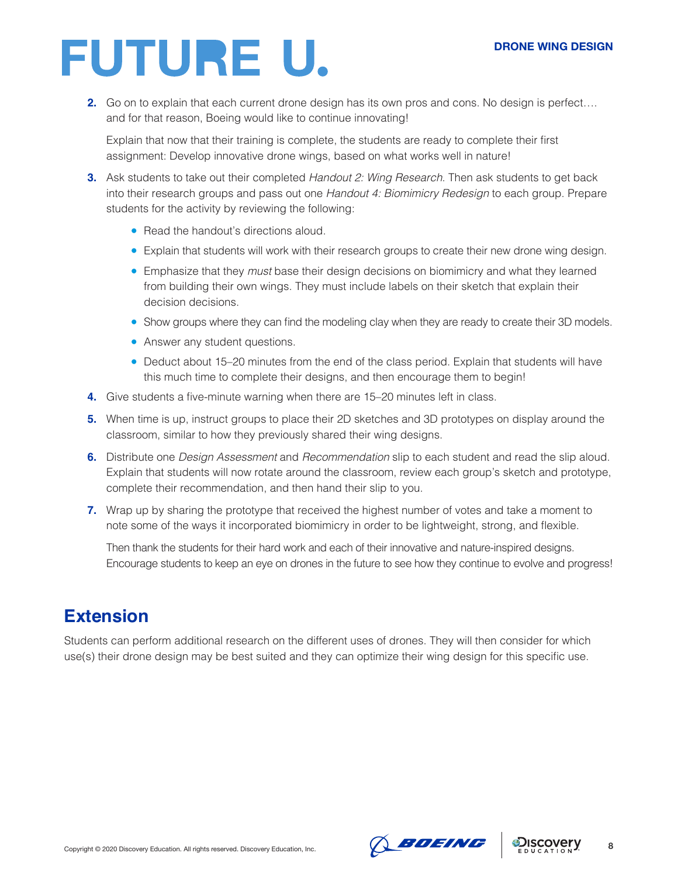2. Go on to explain that each current drone design has its own pros and cons. No design is perfect…. and for that reason, Boeing would like to continue innovating!

   Explain that now that their training is complete, the students are ready to complete their first assignment: Develop innovative drone wings, based on what works well in nature!

3. Ask students to take out their completed *Handout 2: Wing Research*. Then ask students to get back into their research groups and pass out one *Handout 4: Biomimicry Redesign* to each group. Prepare students for the activity by reviewing the following:

   - Read the handout's directions aloud.
   - Explain that students will work with their research groups to create their new drone wing design.
   - Emphasize that they *must* base their design decisions on biomimicry and what they learned from building their own wings. They must include labels on their sketch that explain their decision decisions.
   - Show groups where they can find the modeling clay when they are ready to create their 3D models.
   - Answer any student questions.
   - Deduct about 15–20 minutes from the end of the class period. Explain that students will have this much time to complete their designs, and then encourage them to begin!

4. Give students a five-minute warning when there are 15–20 minutes left in class.

5. When time is up, instruct groups to place their 2D sketches and 3D prototypes on display around the classroom, similar to how they previously shared their wing designs.

6. Distribute one *Design Assessment* and *Recommendation* slip to each student and read the slip aloud. Explain that students will now rotate around the classroom, review each group's sketch and prototype, complete their recommendation, and then hand their slip to you.

7. Wrap up by sharing the prototype that received the highest number of votes and take a moment to note some of the ways it incorporated biomimicry in order to be lightweight, strong, and flexible.

   Then thank the students for their hard work and each of their innovative and nature-inspired designs. Encourage students to keep an eye on drones in the future to see how they continue to evolve and progress!

## Extension

Students can perform additional research on the different uses of drones. They will then consider for which use(s) their drone design may be best suited and they can optimize their wing design for this specific use.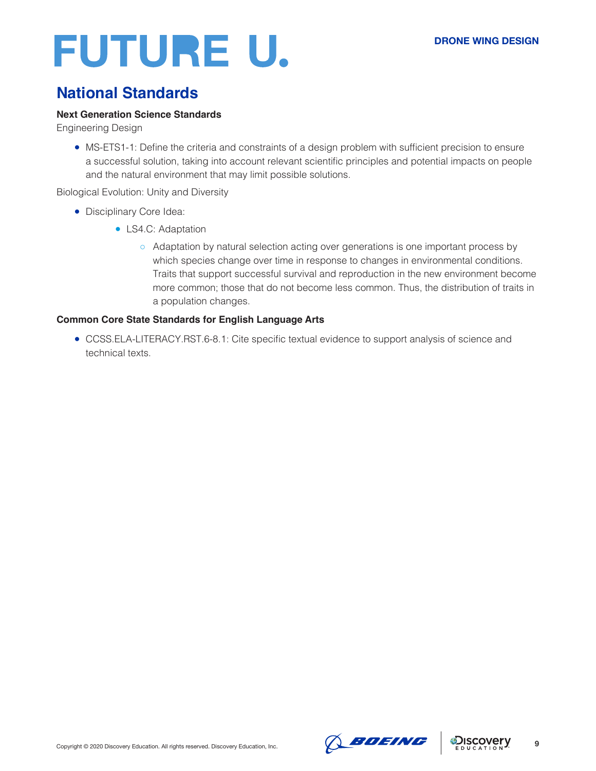## National Standards

**Next Generation Science Standards**

Engineering Design

- MS-ETS1-1: Define the criteria and constraints of a design problem with sufficient precision to ensure a successful solution, taking into account relevant scientific principles and potential impacts on people and the natural environment that may limit possible solutions.

Biological Evolution: Unity and Diversity

- Disciplinary Core Idea:
  - LS4.C: Adaptation
    - Adaptation by natural selection acting over generations is one important process by which species change over time in response to changes in environmental conditions. Traits that support successful survival and reproduction in the new environment become more common; those that do not become less common. Thus, the distribution of traits in a population changes.

**Common Core State Standards for English Language Arts**

- CCSS.ELA-LITERACY.RST.6-8.1: Cite specific textual evidence to support analysis of science and technical texts.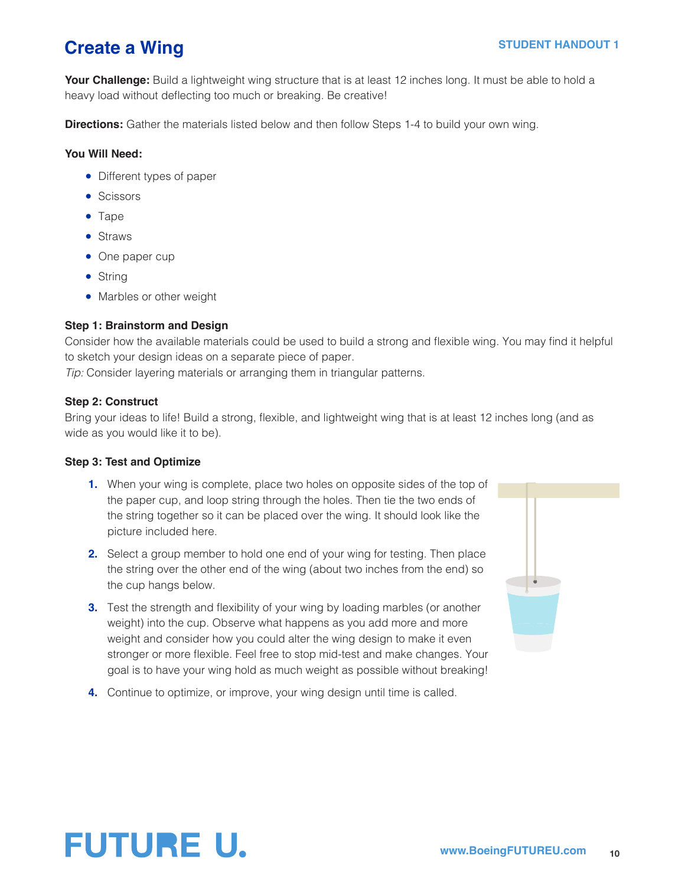# Create a Wing

**STUDENT HANDOUT 1**

**Your Challenge:** Build a lightweight wing structure that is at least 12 inches long. It must be able to hold a heavy load without deflecting too much or breaking. Be creative!

**Directions:** Gather the materials listed below and then follow Steps 1-4 to build your own wing.

**You Will Need:**

- Different types of paper
- Scissors
- Tape
- Straws
- One paper cup
- String
- Marbles or other weight

**Step 1: Brainstorm and Design**

Consider how the available materials could be used to build a strong and flexible wing. You may find it helpful to sketch your design ideas on a separate piece of paper.

*Tip:* Consider layering materials or arranging them in triangular patterns.

**Step 2: Construct**

Bring your ideas to life! Build a strong, flexible, and lightweight wing that is at least 12 inches long (and as wide as you would like it to be).

**Step 3: Test and Optimize**

1. When your wing is complete, place two holes on opposite sides of the top of the paper cup, and loop string through the holes. Then tie the two ends of the string together so it can be placed over the wing. It should look like the picture included here.
2. Select a group member to hold one end of your wing for testing. Then place the string over the other end of the wing (about two inches from the end) so the cup hangs below.
3. Test the strength and flexibility of your wing by loading marbles (or another weight) into the cup. Observe what happens as you add more and more weight and consider how you could alter the wing design to make it even stronger or more flexible. Feel free to stop mid-test and make changes. Your goal is to have your wing hold as much weight as possible without breaking!
4. Continue to optimize, or improve, your wing design until time is called.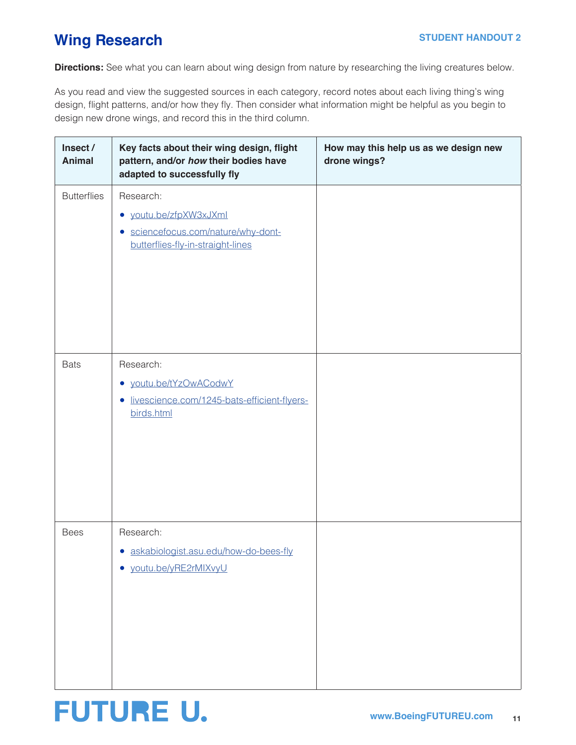# Wing Research

STUDENT HANDOUT 2

**Directions:** See what you can learn about wing design from nature by researching the living creatures below.

As you read and view the suggested sources in each category, record notes about each living thing's wing design, flight patterns, and/or how they fly. Then consider what information might be helpful as you begin to design new drone wings, and record this in the third column.

| Insect / Animal | Key facts about their wing design, flight pattern, and/or *how* their bodies have adapted to successfully fly | How may this help us as we design new drone wings? |
|---|---|---|
| Butterflies | Research:<br>• youtu.be/zfpXW3xJXmI<br>• sciencefocus.com/nature/why-dont-butterflies-fly-in-straight-lines | |
| Bats | Research:<br>• youtu.be/tYzOwACodwY<br>• livescience.com/1245-bats-efficient-flyers-birds.html | |
| Bees | Research:<br>• askabiologist.asu.edu/how-do-bees-fly<br>• youtu.be/yRE2rMIXvyU | |

FUTURE U.

www.BoeingFUTUREU.com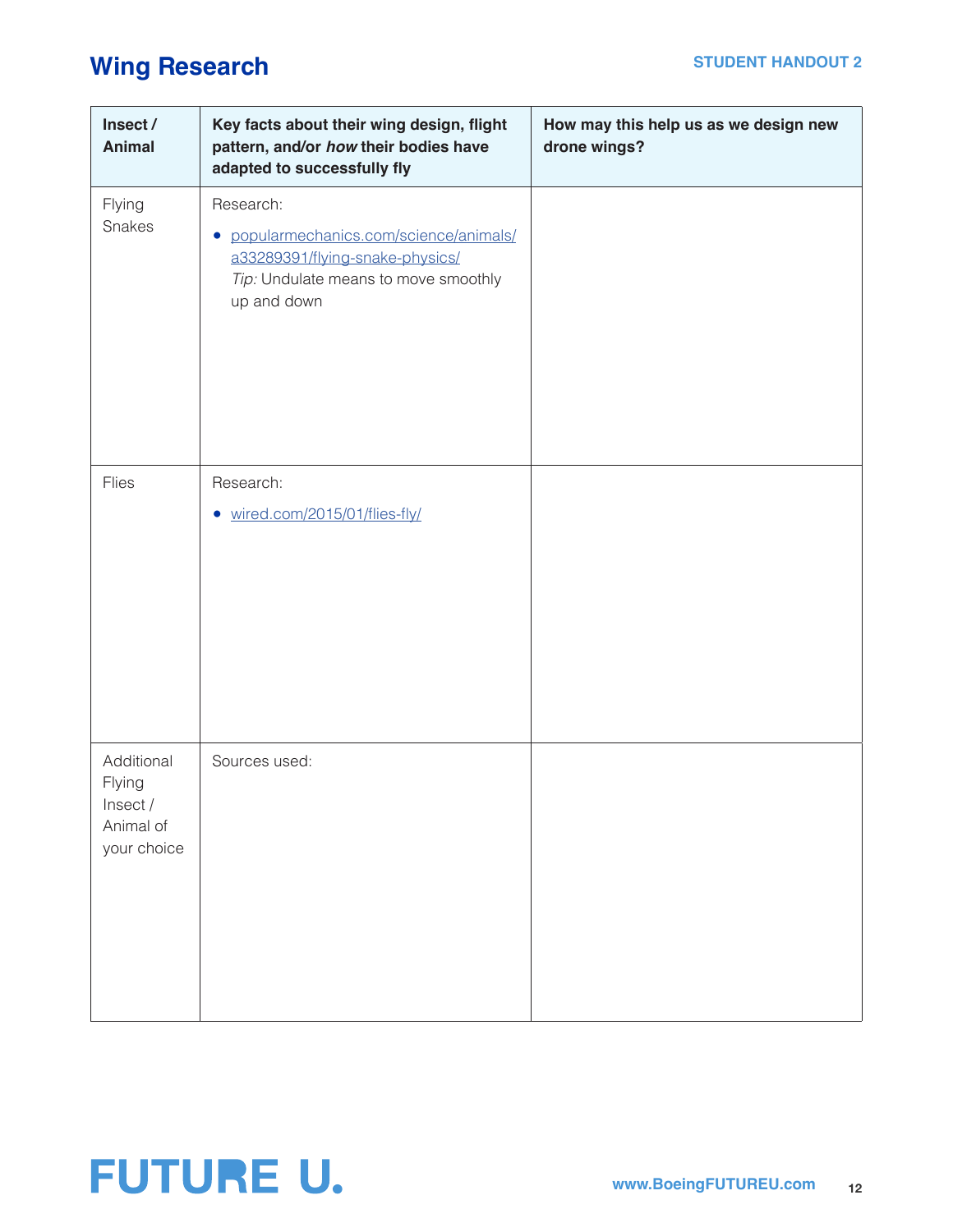# Wing Research

STUDENT HANDOUT 2

| Insect / Animal | Key facts about their wing design, flight pattern, and/or *how* their bodies have adapted to successfully fly | How may this help us as we design new drone wings? |
| --- | --- | --- |
| Flying Snakes | Research:<br>• popularmechanics.com/science/animals/a33289391/flying-snake-physics/<br>*Tip:* Undulate means to move smoothly up and down | |
| Flies | Research:<br>• wired.com/2015/01/flies-fly/ | |
| Additional Flying Insect / Animal of your choice | Sources used: | |

FUTURE U.

www.BoeingFUTUREU.com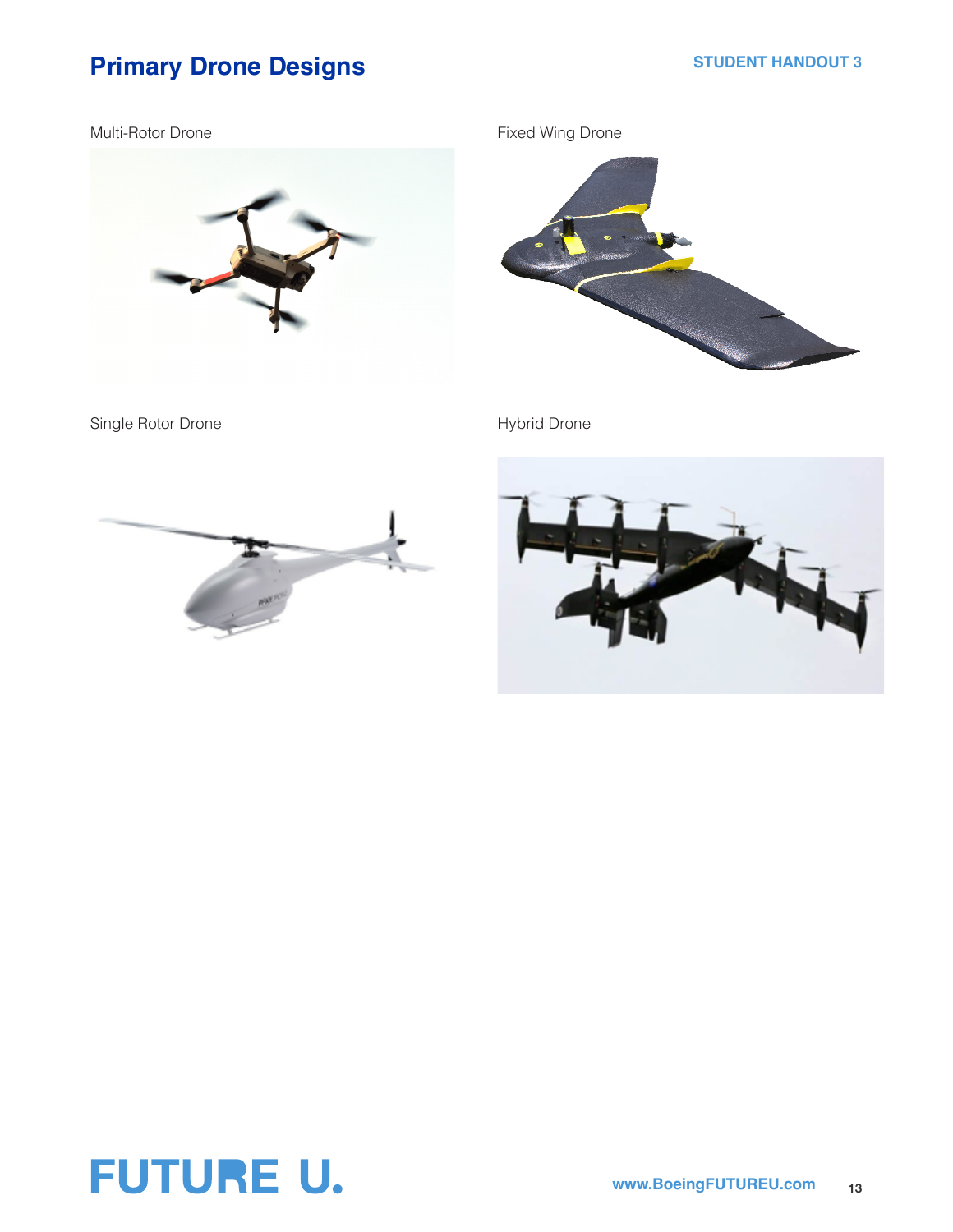# Primary Drone Designs

Multi-Rotor Drone

Fixed Wing Drone

Single Rotor Drone

Hybrid Drone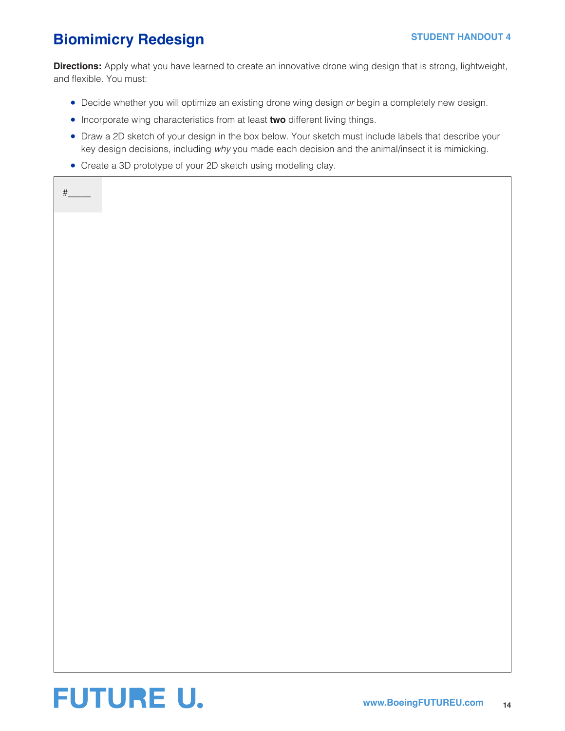# Biomimicry Redesign

STUDENT HANDOUT 4

**Directions:** Apply what you have learned to create an innovative drone wing design that is strong, lightweight, and flexible. You must:

- Decide whether you will optimize an existing drone wing design *or* begin a completely new design.
- Incorporate wing characteristics from at least **two** different living things.
- Draw a 2D sketch of your design in the box below. Your sketch must include labels that describe your key design decisions, including *why* you made each decision and the animal/insect it is mimicking.
- Create a 3D prototype of your 2D sketch using modeling clay.

#_____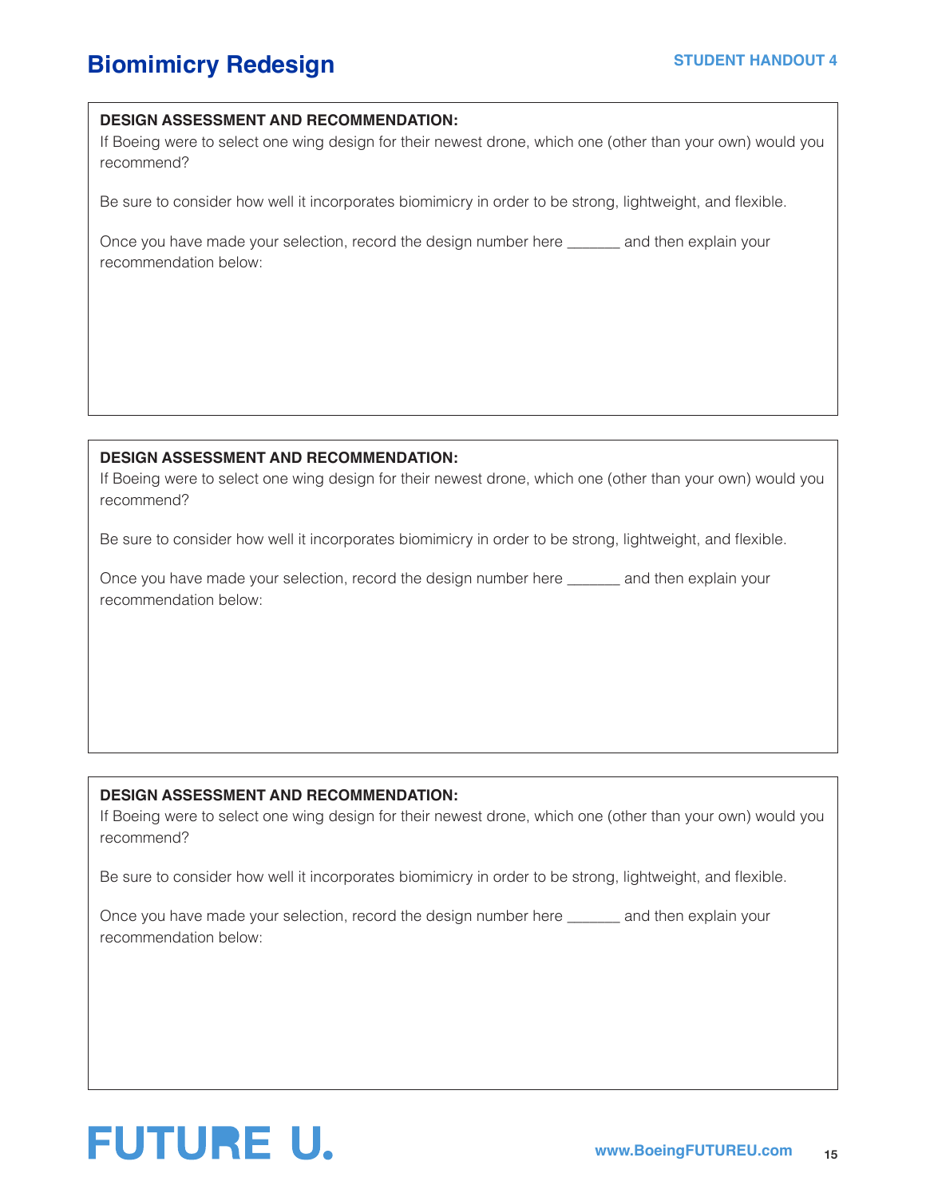# Biomimicry Redesign

**STUDENT HANDOUT 4**

**DESIGN ASSESSMENT AND RECOMMENDATION:**
If Boeing were to select one wing design for their newest drone, which one (other than your own) would you recommend?

Be sure to consider how well it incorporates biomimicry in order to be strong, lightweight, and flexible.

Once you have made your selection, record the design number here _______ and then explain your recommendation below:

**DESIGN ASSESSMENT AND RECOMMENDATION:**
If Boeing were to select one wing design for their newest drone, which one (other than your own) would you recommend?

Be sure to consider how well it incorporates biomimicry in order to be strong, lightweight, and flexible.

Once you have made your selection, record the design number here _______ and then explain your recommendation below:

**DESIGN ASSESSMENT AND RECOMMENDATION:**
If Boeing were to select one wing design for their newest drone, which one (other than your own) would you recommend?

Be sure to consider how well it incorporates biomimicry in order to be strong, lightweight, and flexible.

Once you have made your selection, record the design number here _______ and then explain your recommendation below:

FUTURE U.

www.BoeingFUTUREU.com